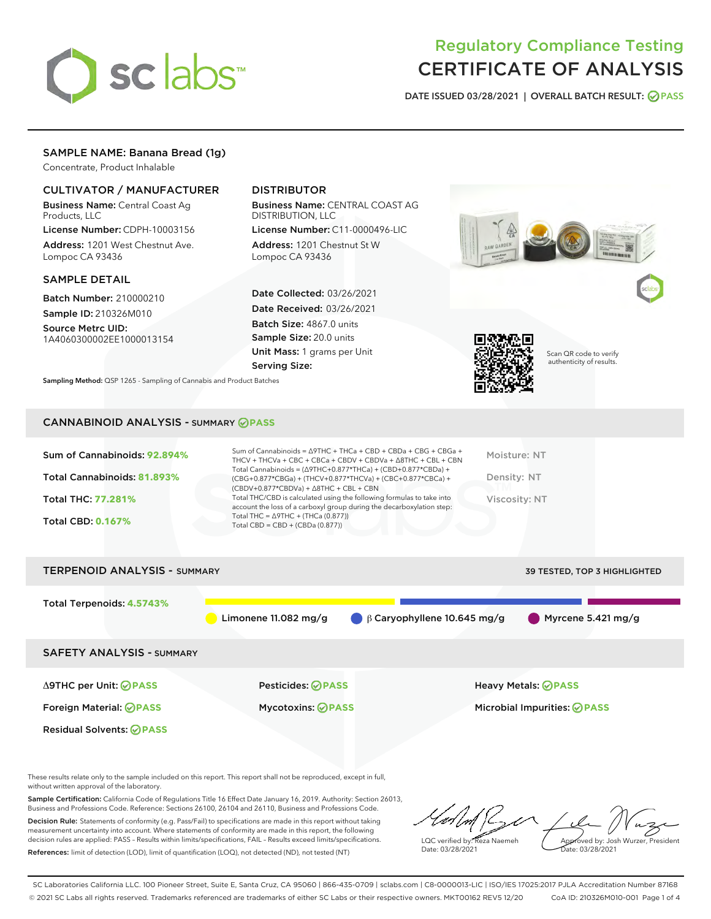# Regulatory Compliance Testing
# CERTIFICATE OF ANALYSIS

DATE ISSUED 03/28/2021 | OVERALL BATCH RESULT: PASS

## SAMPLE NAME: Banana Bread (1g)

Concentrate, Product Inhalable

### CULTIVATOR / MANUFACTURER

**Business Name:** Central Coast Ag Products, LLC

**License Number:** CDPH-10003156

**Address:** 1201 West Chestnut Ave. Lompoc CA 93436

### DISTRIBUTOR

**Business Name:** CENTRAL COAST AG DISTRIBUTION, LLC

**License Number:** C11-0000496-LIC

**Address:** 1201 Chestnut St W Lompoc CA 93436

### SAMPLE DETAIL

**Batch Number:** 210000210

**Sample ID:** 210326M010

**Source Metrc UID:** 1A4060300002EE1000013154

**Date Collected:** 03/26/2021

**Date Received:** 03/26/2021

**Batch Size:** 4867.0 units

**Sample Size:** 20.0 units

**Unit Mass:** 1 grams per Unit

**Serving Size:**

Scan QR code to verify authenticity of results.

**Sampling Method:** QSP 1265 - Sampling of Cannabis and Product Batches

## CANNABINOID ANALYSIS - SUMMARY PASS

**Sum of Cannabinoids:** 92.894%

**Total Cannabinoids:** 81.893%

**Total THC:** 77.281%

**Total CBD:** 0.167%

Sum of Cannabinoids = Δ9THC + THCa + CBD + CBDa + CBG + CBGa + THCV + THCVa + CBC + CBCa + CBDV + CBDVa + Δ8THC + CBL + CBN

Total Cannabinoids = (Δ9THC+0.877*THCa) + (CBD+0.877*CBDa) + (CBG+0.877*CBGa) + (THCV+0.877*THCVa) + (CBC+0.877*CBCa) + (CBDV+0.877*CBDVa) + Δ8THC + CBL + CBN

Total THC/CBD is calculated using the following formulas to take into account the loss of a carboxyl group during the decarboxylation step:

Total THC = Δ9THC + (THCa (0.877))

Total CBD = CBD + (CBDa (0.877))

Moisture: NT

Density: NT

Viscosity: NT

## TERPENOID ANALYSIS - SUMMARY

39 TESTED, TOP 3 HIGHLIGHTED

**Total Terpenoids:** 4.5743%

Limonene 11.082 mg/g | β Caryophyllene 10.645 mg/g | Myrcene 5.421 mg/g

## SAFETY ANALYSIS - SUMMARY

| | | |
|---|---|---|
| Δ9THC per Unit: PASS | Pesticides: PASS | Heavy Metals: PASS |
| Foreign Material: PASS | Mycotoxins: PASS | Microbial Impurities: PASS |
| Residual Solvents: PASS | | |

These results relate only to the sample included on this report. This report shall not be reproduced, except in full, without written approval of the laboratory.

**Sample Certification:** California Code of Regulations Title 16 Effect Date January 16, 2019. Authority: Section 26013, Business and Professions Code. Reference: Sections 26100, 26104 and 26110, Business and Professions Code.

**Decision Rule:** Statements of conformity (e.g. Pass/Fail) to specifications are made in this report without taking measurement uncertainty into account. Where statements of conformity are made in this report, the following decision rules are applied: PASS – Results within limits/specifications, FAIL – Results exceed limits/specifications.

**References:** limit of detection (LOD), limit of quantification (LOQ), not detected (ND), not tested (NT)

LQC verified by: Reza Naemeh
Date: 03/28/2021

Approved by: Josh Wurzer, President
Date: 03/28/2021

SC Laboratories California LLC. 100 Pioneer Street, Suite E, Santa Cruz, CA 95060 | 866-435-0709 | sclabs.com | C8-0000013-LIC | ISO/IES 17025:2017 PJLA Accreditation Number 87168
© 2021 SC Labs all rights reserved. Trademarks referenced are trademarks of either SC Labs or their respective owners. MKT00162 REV5 12/20 CoA ID: 210326M010-001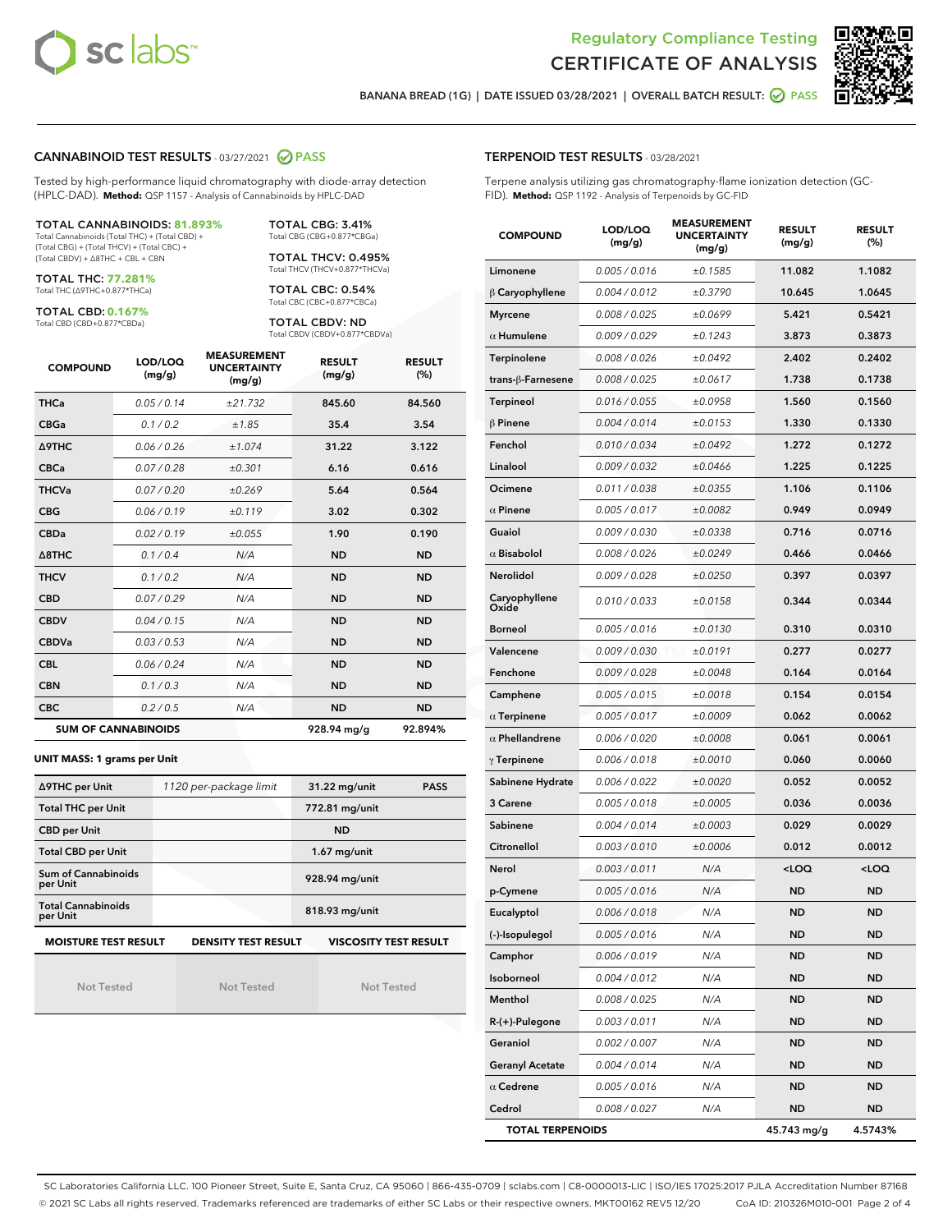# Regulatory Compliance Testing
# CERTIFICATE OF ANALYSIS

BANANA BREAD (1G) | DATE ISSUED 03/28/2021 | OVERALL BATCH RESULT: PASS

## CANNABINOID TEST RESULTS - 03/27/2021 PASS

Tested by high-performance liquid chromatography with diode-array detection (HPLC-DAD). **Method:** QSP 1157 - Analysis of Cannabinoids by HPLC-DAD

**TOTAL CANNABINOIDS: 81.893%**
Total Cannabinoids (Total THC) + (Total CBD) + (Total CBG) + (Total THCV) + (Total CBC) + (Total CBDV) + Δ8THC + CBL + CBN

**TOTAL THC: 77.281%**
Total THC (Δ9THC+0.877*THCa)

**TOTAL CBD: 0.167%**
Total CBD (CBD+0.877*CBDa)

**TOTAL CBG: 3.41%**
Total CBG (CBG+0.877*CBGa)

**TOTAL THCV: 0.495%**
Total THCV (THCV+0.877*THCVa)

**TOTAL CBC: 0.54%**
Total CBC (CBC+0.877*CBCa)

**TOTAL CBDV: ND**
Total CBDV (CBDV+0.877*CBDVa)

| COMPOUND | LOD/LOQ (mg/g) | MEASUREMENT UNCERTAINTY (mg/g) | RESULT (mg/g) | RESULT (%) |
|---|---|---|---|---|
| THCa | 0.05 / 0.14 | ±21.732 | 845.60 | 84.560 |
| CBGa | 0.1 / 0.2 | ±1.85 | 35.4 | 3.54 |
| Δ9THC | 0.06 / 0.26 | ±1.074 | 31.22 | 3.122 |
| CBCa | 0.07 / 0.28 | ±0.301 | 6.16 | 0.616 |
| THCVa | 0.07 / 0.20 | ±0.269 | 5.64 | 0.564 |
| CBG | 0.06 / 0.19 | ±0.119 | 3.02 | 0.302 |
| CBDa | 0.02 / 0.19 | ±0.055 | 1.90 | 0.190 |
| Δ8THC | 0.1 / 0.4 | N/A | ND | ND |
| THCV | 0.1 / 0.2 | N/A | ND | ND |
| CBD | 0.07 / 0.29 | N/A | ND | ND |
| CBDV | 0.04 / 0.15 | N/A | ND | ND |
| CBDVa | 0.03 / 0.53 | N/A | ND | ND |
| CBL | 0.06 / 0.24 | N/A | ND | ND |
| CBN | 0.1 / 0.3 | N/A | ND | ND |
| CBC | 0.2 / 0.5 | N/A | ND | ND |
| **SUM OF CANNABINOIDS** | | | **928.94 mg/g** | **92.894%** |

**UNIT MASS: 1 grams per Unit**

| | | | |
|---|---|---|---|
| Δ9THC per Unit | 1120 per-package limit | 31.22 mg/unit | PASS |
| Total THC per Unit | | 772.81 mg/unit | |
| CBD per Unit | | ND | |
| Total CBD per Unit | | 1.67 mg/unit | |
| Sum of Cannabinoids per Unit | | 928.94 mg/unit | |
| Total Cannabinoids per Unit | | 818.93 mg/unit | |

| MOISTURE TEST RESULT | DENSITY TEST RESULT | VISCOSITY TEST RESULT |
|---|---|---|
| Not Tested | Not Tested | Not Tested |

## TERPENOID TEST RESULTS - 03/28/2021

Terpene analysis utilizing gas chromatography-flame ionization detection (GC-FID). **Method:** QSP 1192 - Analysis of Terpenoids by GC-FID

| COMPOUND | LOD/LOQ (mg/g) | MEASUREMENT UNCERTAINTY (mg/g) | RESULT (mg/g) | RESULT (%) |
|---|---|---|---|---|
| Limonene | 0.005 / 0.016 | ±0.1585 | 11.082 | 1.1082 |
| β Caryophyllene | 0.004 / 0.012 | ±0.3790 | 10.645 | 1.0645 |
| Myrcene | 0.008 / 0.025 | ±0.0699 | 5.421 | 0.5421 |
| α Humulene | 0.009 / 0.029 | ±0.1243 | 3.873 | 0.3873 |
| Terpinolene | 0.008 / 0.026 | ±0.0492 | 2.402 | 0.2402 |
| trans-β-Farnesene | 0.008 / 0.025 | ±0.0617 | 1.738 | 0.1738 |
| Terpineol | 0.016 / 0.055 | ±0.0958 | 1.560 | 0.1560 |
| β Pinene | 0.004 / 0.014 | ±0.0153 | 1.330 | 0.1330 |
| Fenchol | 0.010 / 0.034 | ±0.0492 | 1.272 | 0.1272 |
| Linalool | 0.009 / 0.032 | ±0.0466 | 1.225 | 0.1225 |
| Ocimene | 0.011 / 0.038 | ±0.0355 | 1.106 | 0.1106 |
| α Pinene | 0.005 / 0.017 | ±0.0082 | 0.949 | 0.0949 |
| Guaiol | 0.009 / 0.030 | ±0.0338 | 0.716 | 0.0716 |
| α Bisabolol | 0.008 / 0.026 | ±0.0249 | 0.466 | 0.0466 |
| Nerolidol | 0.009 / 0.028 | ±0.0250 | 0.397 | 0.0397 |
| Caryophyllene Oxide | 0.010 / 0.033 | ±0.0158 | 0.344 | 0.0344 |
| Borneol | 0.005 / 0.016 | ±0.0130 | 0.310 | 0.0310 |
| Valencene | 0.009 / 0.030 | ±0.0191 | 0.277 | 0.0277 |
| Fenchone | 0.009 / 0.028 | ±0.0048 | 0.164 | 0.0164 |
| Camphene | 0.005 / 0.015 | ±0.0018 | 0.154 | 0.0154 |
| α Terpinene | 0.005 / 0.017 | ±0.0009 | 0.062 | 0.0062 |
| α Phellandrene | 0.006 / 0.020 | ±0.0008 | 0.061 | 0.0061 |
| γ Terpinene | 0.006 / 0.018 | ±0.0010 | 0.060 | 0.0060 |
| Sabinene Hydrate | 0.006 / 0.022 | ±0.0020 | 0.052 | 0.0052 |
| 3 Carene | 0.005 / 0.018 | ±0.0005 | 0.036 | 0.0036 |
| Sabinene | 0.004 / 0.014 | ±0.0003 | 0.029 | 0.0029 |
| Citronellol | 0.003 / 0.010 | ±0.0006 | 0.012 | 0.0012 |
| Nerol | 0.003 / 0.011 | N/A | <LOQ | <LOQ |
| p-Cymene | 0.005 / 0.016 | N/A | ND | ND |
| Eucalyptol | 0.006 / 0.018 | N/A | ND | ND |
| (-)-Isopulegol | 0.005 / 0.016 | N/A | ND | ND |
| Camphor | 0.006 / 0.019 | N/A | ND | ND |
| Isoborneol | 0.004 / 0.012 | N/A | ND | ND |
| Menthol | 0.008 / 0.025 | N/A | ND | ND |
| R-(+)-Pulegone | 0.003 / 0.011 | N/A | ND | ND |
| Geraniol | 0.002 / 0.007 | N/A | ND | ND |
| Geranyl Acetate | 0.004 / 0.014 | N/A | ND | ND |
| α Cedrene | 0.005 / 0.016 | N/A | ND | ND |
| Cedrol | 0.008 / 0.027 | N/A | ND | ND |
| **TOTAL TERPENOIDS** | | | **45.743 mg/g** | **4.5743%** |

SC Laboratories California LLC. 100 Pioneer Street, Suite E, Santa Cruz, CA 95060 | 866-435-0709 | sclabs.com | C8-0000013-LIC | ISO/IES 17025:2017 PJLA Accreditation Number 87168
© 2021 SC Labs all rights reserved. Trademarks referenced are trademarks of either SC Labs or their respective owners. MKT00162 REV5 12/20 CoA ID: 210326M010-001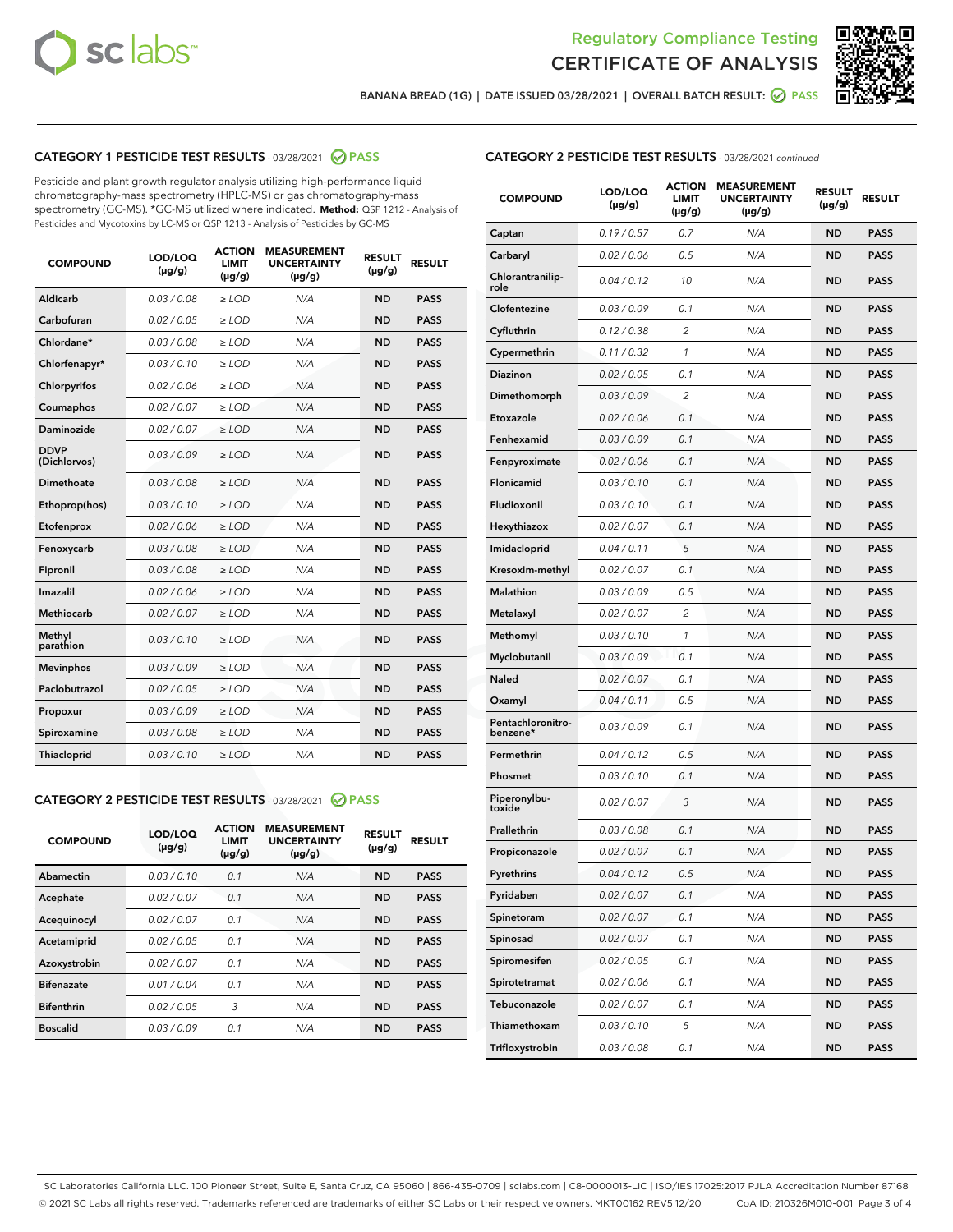# Regulatory Compliance Testing
# CERTIFICATE OF ANALYSIS

BANANA BREAD (1G) | DATE ISSUED 03/28/2021 | OVERALL BATCH RESULT: PASS

## CATEGORY 1 PESTICIDE TEST RESULTS - 03/28/2021 PASS

Pesticide and plant growth regulator analysis utilizing high-performance liquid chromatography-mass spectrometry (HPLC-MS) or gas chromatography-mass spectrometry (GC-MS). *GC-MS utilized where indicated. **Method:** QSP 1212 - Analysis of Pesticides and Mycotoxins by LC-MS or QSP 1213 - Analysis of Pesticides by GC-MS

| COMPOUND | LOD/LOQ (µg/g) | ACTION LIMIT (µg/g) | MEASUREMENT UNCERTAINTY (µg/g) | RESULT (µg/g) | RESULT |
|---|---|---|---|---|---|
| Aldicarb | 0.03 / 0.08 | ≥ LOD | N/A | ND | PASS |
| Carbofuran | 0.02 / 0.05 | ≥ LOD | N/A | ND | PASS |
| Chlordane* | 0.03 / 0.08 | ≥ LOD | N/A | ND | PASS |
| Chlorfenapyr* | 0.03 / 0.10 | ≥ LOD | N/A | ND | PASS |
| Chlorpyrifos | 0.02 / 0.06 | ≥ LOD | N/A | ND | PASS |
| Coumaphos | 0.02 / 0.07 | ≥ LOD | N/A | ND | PASS |
| Daminozide | 0.02 / 0.07 | ≥ LOD | N/A | ND | PASS |
| DDVP (Dichlorvos) | 0.03 / 0.09 | ≥ LOD | N/A | ND | PASS |
| Dimethoate | 0.03 / 0.08 | ≥ LOD | N/A | ND | PASS |
| Ethoprop(hos) | 0.03 / 0.10 | ≥ LOD | N/A | ND | PASS |
| Etofenprox | 0.02 / 0.06 | ≥ LOD | N/A | ND | PASS |
| Fenoxycarb | 0.03 / 0.08 | ≥ LOD | N/A | ND | PASS |
| Fipronil | 0.03 / 0.08 | ≥ LOD | N/A | ND | PASS |
| Imazalil | 0.02 / 0.06 | ≥ LOD | N/A | ND | PASS |
| Methiocarb | 0.02 / 0.07 | ≥ LOD | N/A | ND | PASS |
| Methyl parathion | 0.03 / 0.10 | ≥ LOD | N/A | ND | PASS |
| Mevinphos | 0.03 / 0.09 | ≥ LOD | N/A | ND | PASS |
| Paclobutrazol | 0.02 / 0.05 | ≥ LOD | N/A | ND | PASS |
| Propoxur | 0.03 / 0.09 | ≥ LOD | N/A | ND | PASS |
| Spiroxamine | 0.03 / 0.08 | ≥ LOD | N/A | ND | PASS |
| Thiacloprid | 0.03 / 0.10 | ≥ LOD | N/A | ND | PASS |

## CATEGORY 2 PESTICIDE TEST RESULTS - 03/28/2021 PASS

| COMPOUND | LOD/LOQ (µg/g) | ACTION LIMIT (µg/g) | MEASUREMENT UNCERTAINTY (µg/g) | RESULT (µg/g) | RESULT |
|---|---|---|---|---|---|
| Abamectin | 0.03 / 0.10 | 0.1 | N/A | ND | PASS |
| Acephate | 0.02 / 0.07 | 0.1 | N/A | ND | PASS |
| Acequinocyl | 0.02 / 0.07 | 0.1 | N/A | ND | PASS |
| Acetamiprid | 0.02 / 0.05 | 0.1 | N/A | ND | PASS |
| Azoxystrobin | 0.02 / 0.07 | 0.1 | N/A | ND | PASS |
| Bifenazate | 0.01 / 0.04 | 0.1 | N/A | ND | PASS |
| Bifenthrin | 0.02 / 0.05 | 3 | N/A | ND | PASS |
| Boscalid | 0.03 / 0.09 | 0.1 | N/A | ND | PASS |
| Captan | 0.19 / 0.57 | 0.7 | N/A | ND | PASS |
| Carbaryl | 0.02 / 0.06 | 0.5 | N/A | ND | PASS |
| Chlorantraniliprole | 0.04 / 0.12 | 10 | N/A | ND | PASS |
| Clofentezine | 0.03 / 0.09 | 0.1 | N/A | ND | PASS |
| Cyfluthrin | 0.12 / 0.38 | 2 | N/A | ND | PASS |
| Cypermethrin | 0.11 / 0.32 | 1 | N/A | ND | PASS |
| Diazinon | 0.02 / 0.05 | 0.1 | N/A | ND | PASS |
| Dimethomorph | 0.03 / 0.09 | 2 | N/A | ND | PASS |
| Etoxazole | 0.02 / 0.06 | 0.1 | N/A | ND | PASS |
| Fenhexamid | 0.03 / 0.09 | 0.1 | N/A | ND | PASS |
| Fenpyroximate | 0.02 / 0.06 | 0.1 | N/A | ND | PASS |
| Flonicamid | 0.03 / 0.10 | 0.1 | N/A | ND | PASS |
| Fludioxonil | 0.03 / 0.10 | 0.1 | N/A | ND | PASS |
| Hexythiazox | 0.02 / 0.07 | 0.1 | N/A | ND | PASS |
| Imidacloprid | 0.04 / 0.11 | 5 | N/A | ND | PASS |
| Kresoxim-methyl | 0.02 / 0.07 | 0.1 | N/A | ND | PASS |
| Malathion | 0.03 / 0.09 | 0.5 | N/A | ND | PASS |
| Metalaxyl | 0.02 / 0.07 | 2 | N/A | ND | PASS |
| Methomyl | 0.03 / 0.10 | 1 | N/A | ND | PASS |
| Myclobutanil | 0.03 / 0.09 | 0.1 | N/A | ND | PASS |
| Naled | 0.02 / 0.07 | 0.1 | N/A | ND | PASS |
| Oxamyl | 0.04 / 0.11 | 0.5 | N/A | ND | PASS |
| Pentachloronitrobenzene* | 0.03 / 0.09 | 0.1 | N/A | ND | PASS |
| Permethrin | 0.04 / 0.12 | 0.5 | N/A | ND | PASS |
| Phosmet | 0.03 / 0.10 | 0.1 | N/A | ND | PASS |
| Piperonylbutoxide | 0.02 / 0.07 | 3 | N/A | ND | PASS |
| Prallethrin | 0.03 / 0.08 | 0.1 | N/A | ND | PASS |
| Propiconazole | 0.02 / 0.07 | 0.1 | N/A | ND | PASS |
| Pyrethrins | 0.04 / 0.12 | 0.5 | N/A | ND | PASS |
| Pyridaben | 0.02 / 0.07 | 0.1 | N/A | ND | PASS |
| Spinetoram | 0.02 / 0.07 | 0.1 | N/A | ND | PASS |
| Spinosad | 0.02 / 0.07 | 0.1 | N/A | ND | PASS |
| Spiromesifen | 0.02 / 0.05 | 0.1 | N/A | ND | PASS |
| Spirotetramat | 0.02 / 0.06 | 0.1 | N/A | ND | PASS |
| Tebuconazole | 0.02 / 0.07 | 0.1 | N/A | ND | PASS |
| Thiamethoxam | 0.03 / 0.10 | 5 | N/A | ND | PASS |
| Trifloxystrobin | 0.03 / 0.08 | 0.1 | N/A | ND | PASS |

SC Laboratories California LLC. 100 Pioneer Street, Suite E, Santa Cruz, CA 95060 | 866-435-0709 | sclabs.com | C8-0000013-LIC | ISO/IES 17025:2017 PJLA Accreditation Number 87168
© 2021 SC Labs all rights reserved. Trademarks referenced are trademarks of either SC Labs or their respective owners. MKT00162 REV5 12/20 CoA ID: 210326M010-001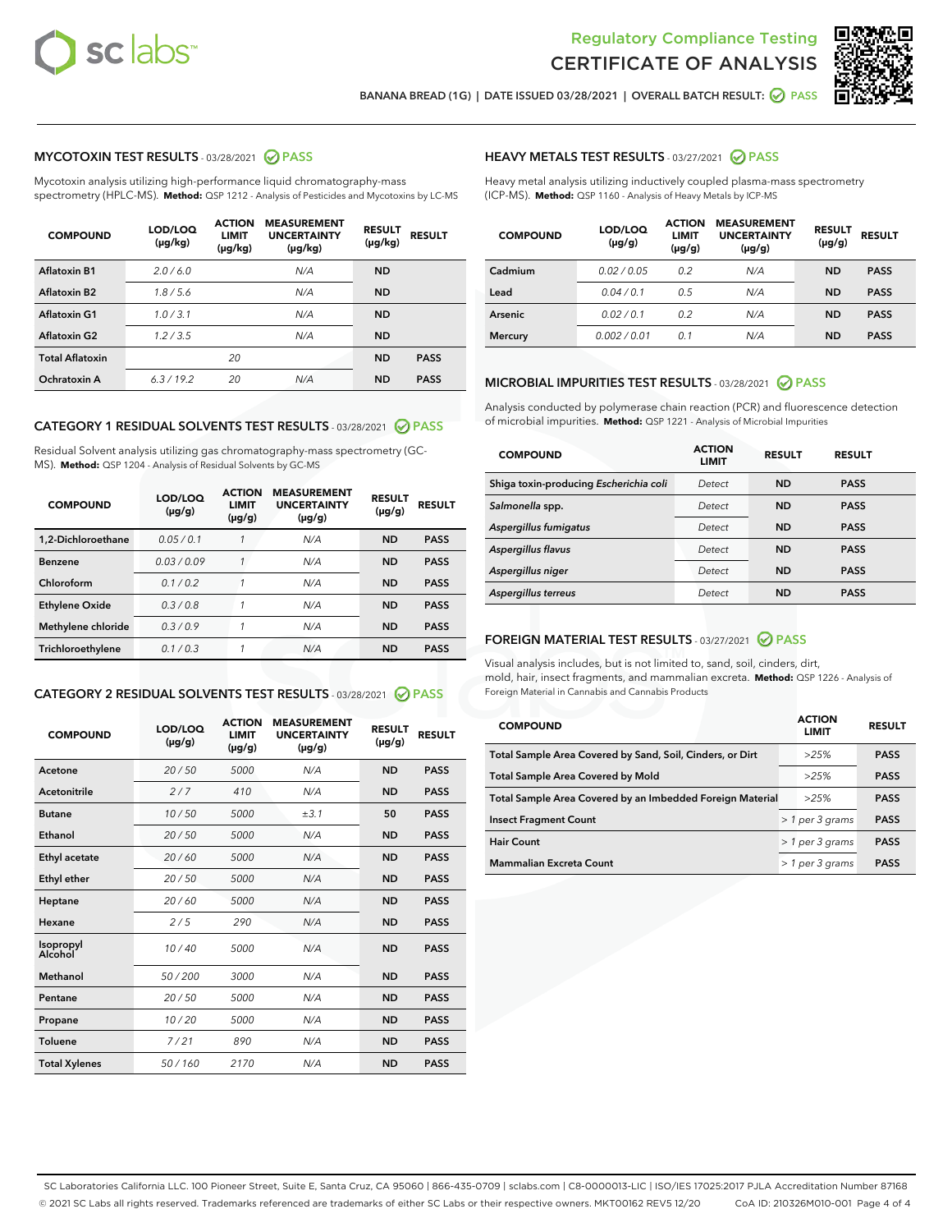Regulatory Compliance Testing
CERTIFICATE OF ANALYSIS

BANANA BREAD (1G) | DATE ISSUED 03/28/2021 | OVERALL BATCH RESULT: PASS

## MYCOTOXIN TEST RESULTS - 03/28/2021 PASS

Mycotoxin analysis utilizing high-performance liquid chromatography-mass spectrometry (HPLC-MS). **Method:** QSP 1212 - Analysis of Pesticides and Mycotoxins by LC-MS

| COMPOUND | LOD/LOQ (μg/kg) | ACTION LIMIT (μg/kg) | MEASUREMENT UNCERTAINTY (μg/kg) | RESULT (μg/kg) | RESULT |
|---|---|---|---|---|---|
| Aflatoxin B1 | 2.0 / 6.0 | | N/A | ND | |
| Aflatoxin B2 | 1.8 / 5.6 | | N/A | ND | |
| Aflatoxin G1 | 1.0 / 3.1 | | N/A | ND | |
| Aflatoxin G2 | 1.2 / 3.5 | | N/A | ND | |
| Total Aflatoxin | | 20 | | ND | PASS |
| Ochratoxin A | 6.3 / 19.2 | 20 | N/A | ND | PASS |

## CATEGORY 1 RESIDUAL SOLVENTS TEST RESULTS - 03/28/2021 PASS

Residual Solvent analysis utilizing gas chromatography-mass spectrometry (GC-MS). **Method:** QSP 1204 - Analysis of Residual Solvents by GC-MS

| COMPOUND | LOD/LOQ (μg/g) | ACTION LIMIT (μg/g) | MEASUREMENT UNCERTAINTY (μg/g) | RESULT (μg/g) | RESULT |
|---|---|---|---|---|---|
| 1,2-Dichloroethane | 0.05 / 0.1 | 1 | N/A | ND | PASS |
| Benzene | 0.03 / 0.09 | 1 | N/A | ND | PASS |
| Chloroform | 0.1 / 0.2 | 1 | N/A | ND | PASS |
| Ethylene Oxide | 0.3 / 0.8 | 1 | N/A | ND | PASS |
| Methylene chloride | 0.3 / 0.9 | 1 | N/A | ND | PASS |
| Trichloroethylene | 0.1 / 0.3 | 1 | N/A | ND | PASS |

## CATEGORY 2 RESIDUAL SOLVENTS TEST RESULTS - 03/28/2021 PASS

| COMPOUND | LOD/LOQ (μg/g) | ACTION LIMIT (μg/g) | MEASUREMENT UNCERTAINTY (μg/g) | RESULT (μg/g) | RESULT |
|---|---|---|---|---|---|
| Acetone | 20 / 50 | 5000 | N/A | ND | PASS |
| Acetonitrile | 2 / 7 | 410 | N/A | ND | PASS |
| Butane | 10 / 50 | 5000 | ±3.1 | 50 | PASS |
| Ethanol | 20 / 50 | 5000 | N/A | ND | PASS |
| Ethyl acetate | 20 / 60 | 5000 | N/A | ND | PASS |
| Ethyl ether | 20 / 50 | 5000 | N/A | ND | PASS |
| Heptane | 20 / 60 | 5000 | N/A | ND | PASS |
| Hexane | 2 / 5 | 290 | N/A | ND | PASS |
| Isopropyl Alcohol | 10 / 40 | 5000 | N/A | ND | PASS |
| Methanol | 50 / 200 | 3000 | N/A | ND | PASS |
| Pentane | 20 / 50 | 5000 | N/A | ND | PASS |
| Propane | 10 / 20 | 5000 | N/A | ND | PASS |
| Toluene | 7 / 21 | 890 | N/A | ND | PASS |
| Total Xylenes | 50 / 160 | 2170 | N/A | ND | PASS |

## HEAVY METALS TEST RESULTS - 03/27/2021 PASS

Heavy metal analysis utilizing inductively coupled plasma-mass spectrometry (ICP-MS). **Method:** QSP 1160 - Analysis of Heavy Metals by ICP-MS

| COMPOUND | LOD/LOQ (μg/g) | ACTION LIMIT (μg/g) | MEASUREMENT UNCERTAINTY (μg/g) | RESULT (μg/g) | RESULT |
|---|---|---|---|---|---|
| Cadmium | 0.02 / 0.05 | 0.2 | N/A | ND | PASS |
| Lead | 0.04 / 0.1 | 0.5 | N/A | ND | PASS |
| Arsenic | 0.02 / 0.1 | 0.2 | N/A | ND | PASS |
| Mercury | 0.002 / 0.01 | 0.1 | N/A | ND | PASS |

## MICROBIAL IMPURITIES TEST RESULTS - 03/28/2021 PASS

Analysis conducted by polymerase chain reaction (PCR) and fluorescence detection of microbial impurities. **Method:** QSP 1221 - Analysis of Microbial Impurities

| COMPOUND | ACTION LIMIT | RESULT | RESULT |
|---|---|---|---|
| *Shiga toxin-producing Escherichia coli* | Detect | ND | PASS |
| *Salmonella* spp. | Detect | ND | PASS |
| *Aspergillus fumigatus* | Detect | ND | PASS |
| *Aspergillus flavus* | Detect | ND | PASS |
| *Aspergillus niger* | Detect | ND | PASS |
| *Aspergillus terreus* | Detect | ND | PASS |

## FOREIGN MATERIAL TEST RESULTS - 03/27/2021 PASS

Visual analysis includes, but is not limited to, sand, soil, cinders, dirt, mold, hair, insect fragments, and mammalian excreta. **Method:** QSP 1226 - Analysis of Foreign Material in Cannabis and Cannabis Products

| COMPOUND | ACTION LIMIT | RESULT |
|---|---|---|
| Total Sample Area Covered by Sand, Soil, Cinders, or Dirt | >25% | PASS |
| Total Sample Area Covered by Mold | >25% | PASS |
| Total Sample Area Covered by an Imbedded Foreign Material | >25% | PASS |
| Insect Fragment Count | > 1 per 3 grams | PASS |
| Hair Count | > 1 per 3 grams | PASS |
| Mammalian Excreta Count | > 1 per 3 grams | PASS |

SC Laboratories California LLC. 100 Pioneer Street, Suite E, Santa Cruz, CA 95060 | 866-435-0709 | sclabs.com | C8-0000013-LIC | ISO/IES 17025:2017 PJLA Accreditation Number 87168
© 2021 SC Labs all rights reserved. Trademarks referenced are trademarks of either SC Labs or their respective owners. MKT00162 REV5 12/20 CoA ID: 210326M010-001